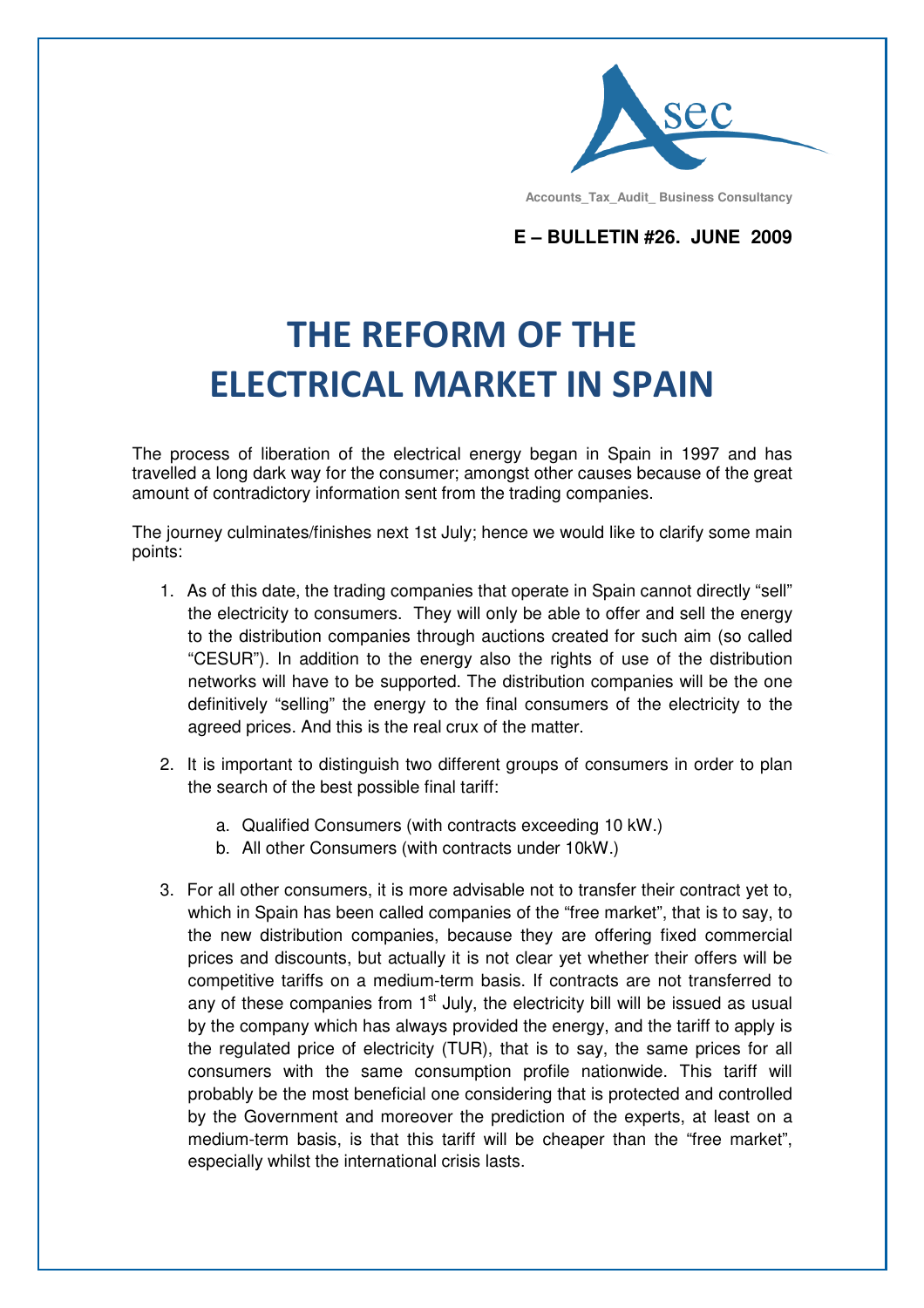Asec

Accounts_Tax_Audit_ Business Consultancy

**E – BULLETIN #26. JUNE 2009**

# THE REFORM OF THE ELECTRICAL MARKET IN SPAIN

The process of liberation of the electrical energy began in Spain in 1997 and has travelled a long dark way for the consumer; amongst other causes because of the great amount of contradictory information sent from the trading companies.

The journey culminates/finishes next 1st July; hence we would like to clarify some main points:

1. As of this date, the trading companies that operate in Spain cannot directly "sell" the electricity to consumers. They will only be able to offer and sell the energy to the distribution companies through auctions created for such aim (so called "CESUR"). In addition to the energy also the rights of use of the distribution networks will have to be supported. The distribution companies will be the one definitively "selling" the energy to the final consumers of the electricity to the agreed prices. And this is the real crux of the matter.

2. It is important to distinguish two different groups of consumers in order to plan the search of the best possible final tariff:

   a. Qualified Consumers (with contracts exceeding 10 kW.)
   b. All other Consumers (with contracts under 10kW.)

3. For all other consumers, it is more advisable not to transfer their contract yet to, which in Spain has been called companies of the "free market", that is to say, to the new distribution companies, because they are offering fixed commercial prices and discounts, but actually it is not clear yet whether their offers will be competitive tariffs on a medium-term basis. If contracts are not transferred to any of these companies from 1st July, the electricity bill will be issued as usual by the company which has always provided the energy, and the tariff to apply is the regulated price of electricity (TUR), that is to say, the same prices for all consumers with the same consumption profile nationwide. This tariff will probably be the most beneficial one considering that is protected and controlled by the Government and moreover the prediction of the experts, at least on a medium-term basis, is that this tariff will be cheaper than the "free market", especially whilst the international crisis lasts.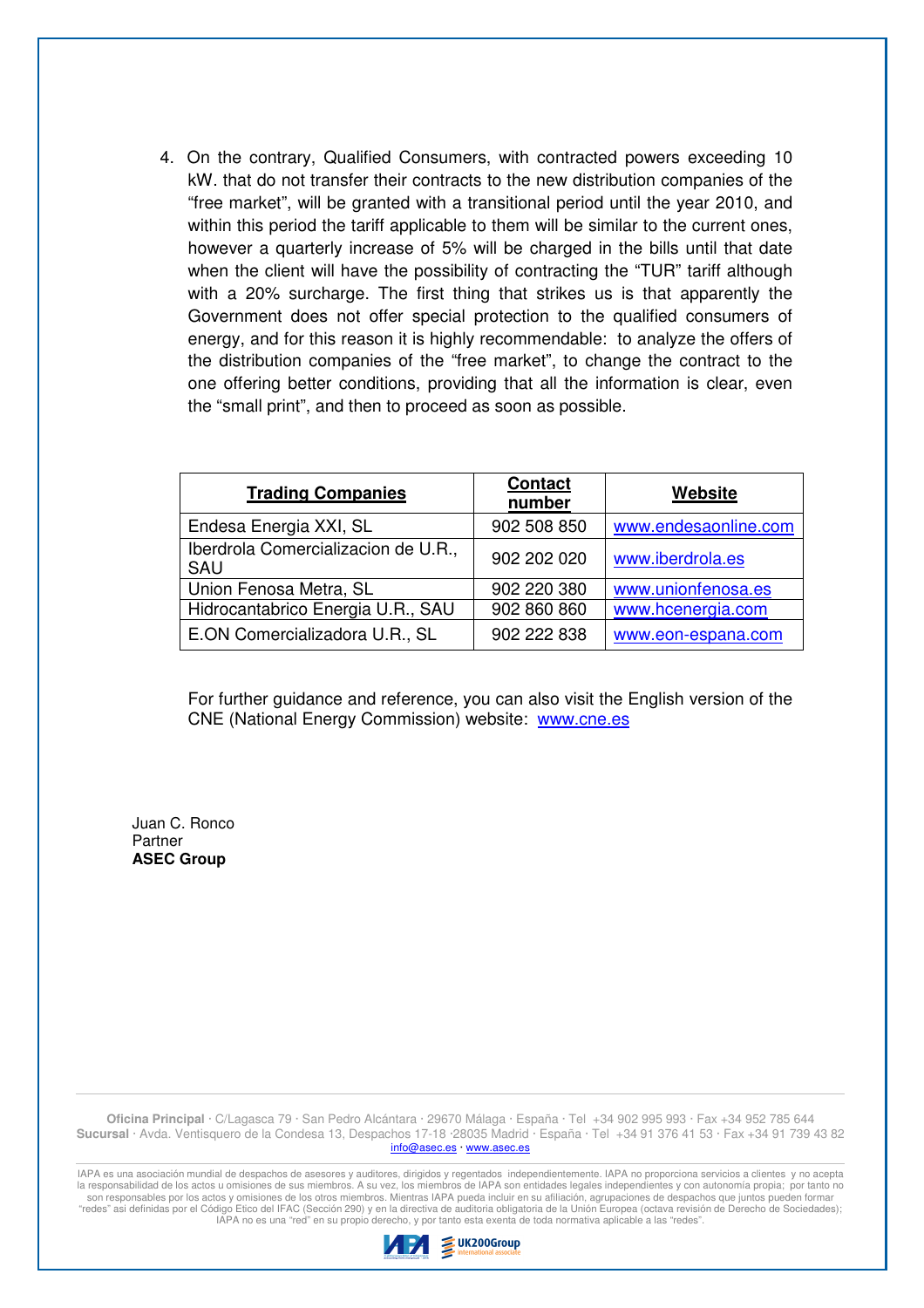4. On the contrary, Qualified Consumers, with contracted powers exceeding 10 kW. that do not transfer their contracts to the new distribution companies of the "free market", will be granted with a transitional period until the year 2010, and within this period the tariff applicable to them will be similar to the current ones, however a quarterly increase of 5% will be charged in the bills until that date when the client will have the possibility of contracting the "TUR" tariff although with a 20% surcharge. The first thing that strikes us is that apparently the Government does not offer special protection to the qualified consumers of energy, and for this reason it is highly recommendable: to analyze the offers of the distribution companies of the "free market", to change the contract to the one offering better conditions, providing that all the information is clear, even the "small print", and then to proceed as soon as possible.

| **Trading Companies** | **Contact number** | **Website** |
|---|---|---|
| Endesa Energia XXI, SL | 902 508 850 | www.endesaonline.com |
| Iberdrola Comercializacion de U.R., SAU | 902 202 020 | www.iberdrola.es |
| Union Fenosa Metra, SL | 902 220 380 | www.unionfenosa.es |
| Hidrocantabrico Energia U.R., SAU | 902 860 860 | www.hcenergia.com |
| E.ON Comercializadora U.R., SL | 902 222 838 | www.eon-espana.com |

For further guidance and reference, you can also visit the English version of the CNE (National Energy Commission) website: www.cne.es

Juan C. Ronco
Partner
**ASEC Group**

**Oficina Principal** · C/Lagasca 79 · San Pedro Alcántara · 29670 Málaga · España · Tel +34 902 995 993 · Fax +34 952 785 644
**Sucursal** · Avda. Ventisquero de la Condesa 13, Despachos 17-18 ·28035 Madrid · España · Tel +34 91 376 41 53 · Fax +34 91 739 43 82
info@asec.es · www.asec.es

IAPA es una asociación mundial de despachos de asesores y auditores, dirigidos y regentados independientemente. IAPA no proporciona servicios a clientes y no acepta la responsabilidad de los actos u omisiones de sus miembros. A su vez, los miembros de IAPA son entidades legales independientes y con autonomía propia; por tanto no son responsables por los actos y omisiones de los otros miembros. Mientras IAPA pueda incluir en su afiliación, agrupaciones de despachos que juntos pueden formar "redes" así definidas por el Código Etico del IFAC (Sección 290) y en la directiva de auditoria obligatoria de la Unión Europea (octava revisión de Derecho de Sociedades); IAPA no es una "red" en su propio derecho, y por tanto esta exenta de toda normativa aplicable a las "redes".